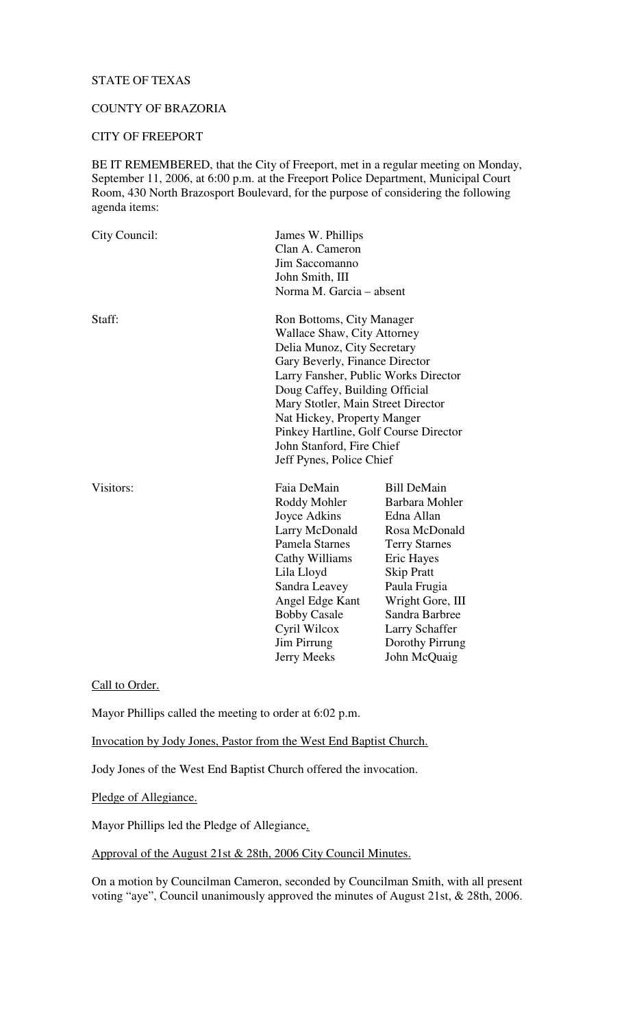STATE OF TEXAS

COUNTY OF BRAZORIA

CITY OF FREEPORT

BE IT REMEMBERED, that the City of Freeport, met in a regular meeting on Monday, September 11, 2006, at 6:00 p.m. at the Freeport Police Department, Municipal Court Room, 430 North Brazosport Boulevard, for the purpose of considering the following agenda items:

| | | |
|---|---|---|
| City Council: | James W. Phillips | |
| | Clan A. Cameron | |
| | Jim Saccomanno | |
| | John Smith, III | |
| | Norma M. Garcia – absent | |
| Staff: | Ron Bottoms, City Manager | |
| | Wallace Shaw, City Attorney | |
| | Delia Munoz, City Secretary | |
| | Gary Beverly, Finance Director | |
| | Larry Fansher, Public Works Director | |
| | Doug Caffey, Building Official | |
| | Mary Stotler, Main Street Director | |
| | Nat Hickey, Property Manger | |
| | Pinkey Hartline, Golf Course Director | |
| | John Stanford, Fire Chief | |
| | Jeff Pynes, Police Chief | |
| Visitors: | Faia DeMain | Bill DeMain |
| | Roddy Mohler | Barbara Mohler |
| | Joyce Adkins | Edna Allan |
| | Larry McDonald | Rosa McDonald |
| | Pamela Starnes | Terry Starnes |
| | Cathy Williams | Eric Hayes |
| | Lila Lloyd | Skip Pratt |
| | Sandra Leavey | Paula Frugia |
| | Angel Edge Kant | Wright Gore, III |
| | Bobby Casale | Sandra Barbree |
| | Cyril Wilcox | Larry Schaffer |
| | Jim Pirrung | Dorothy Pirrung |
| | Jerry Meeks | John McQuaig |

Call to Order.

Mayor Phillips called the meeting to order at 6:02 p.m.

Invocation by Jody Jones, Pastor from the West End Baptist Church.

Jody Jones of the West End Baptist Church offered the invocation.

Pledge of Allegiance.

Mayor Phillips led the Pledge of Allegiance.

Approval of the August 21st & 28th, 2006 City Council Minutes.

On a motion by Councilman Cameron, seconded by Councilman Smith, with all present voting "aye", Council unanimously approved the minutes of August 21st, & 28th, 2006.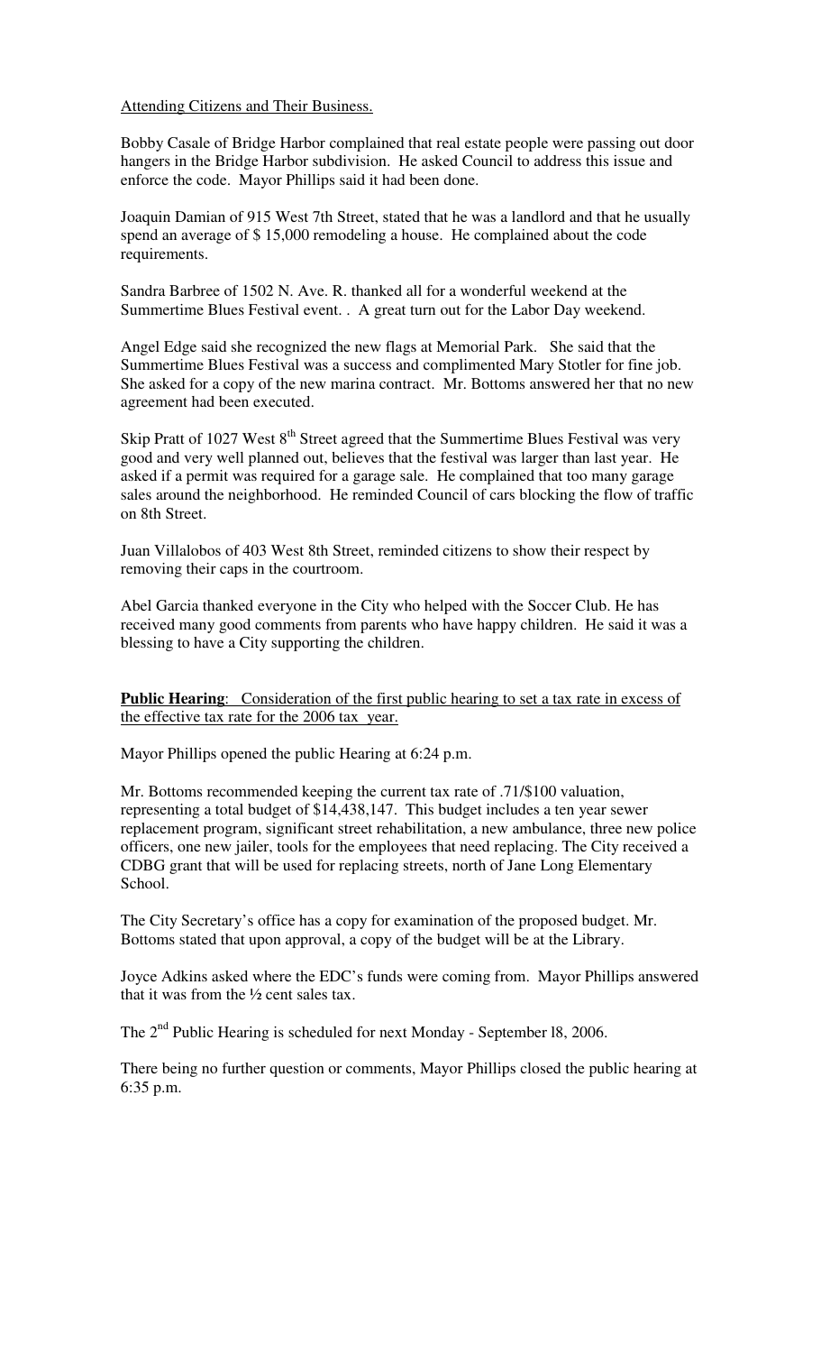Attending Citizens and Their Business.

Bobby Casale of Bridge Harbor complained that real estate people were passing out door hangers in the Bridge Harbor subdivision. He asked Council to address this issue and enforce the code. Mayor Phillips said it had been done.

Joaquin Damian of 915 West 7th Street, stated that he was a landlord and that he usually spend an average of $ 15,000 remodeling a house. He complained about the code requirements.

Sandra Barbree of 1502 N. Ave. R. thanked all for a wonderful weekend at the Summertime Blues Festival event. . A great turn out for the Labor Day weekend.

Angel Edge said she recognized the new flags at Memorial Park. She said that the Summertime Blues Festival was a success and complimented Mary Stotler for fine job. She asked for a copy of the new marina contract. Mr. Bottoms answered her that no new agreement had been executed.

Skip Pratt of 1027 West 8th Street agreed that the Summertime Blues Festival was very good and very well planned out, believes that the festival was larger than last year. He asked if a permit was required for a garage sale. He complained that too many garage sales around the neighborhood. He reminded Council of cars blocking the flow of traffic on 8th Street.

Juan Villalobos of 403 West 8th Street, reminded citizens to show their respect by removing their caps in the courtroom.

Abel Garcia thanked everyone in the City who helped with the Soccer Club. He has received many good comments from parents who have happy children. He said it was a blessing to have a City supporting the children.

**Public Hearing**: Consideration of the first public hearing to set a tax rate in excess of the effective tax rate for the 2006 tax year.

Mayor Phillips opened the public Hearing at 6:24 p.m.

Mr. Bottoms recommended keeping the current tax rate of .71/$100 valuation, representing a total budget of $14,438,147. This budget includes a ten year sewer replacement program, significant street rehabilitation, a new ambulance, three new police officers, one new jailer, tools for the employees that need replacing. The City received a CDBG grant that will be used for replacing streets, north of Jane Long Elementary School.

The City Secretary's office has a copy for examination of the proposed budget. Mr. Bottoms stated that upon approval, a copy of the budget will be at the Library.

Joyce Adkins asked where the EDC's funds were coming from. Mayor Phillips answered that it was from the ½ cent sales tax.

The 2nd Public Hearing is scheduled for next Monday - September l8, 2006.

There being no further question or comments, Mayor Phillips closed the public hearing at 6:35 p.m.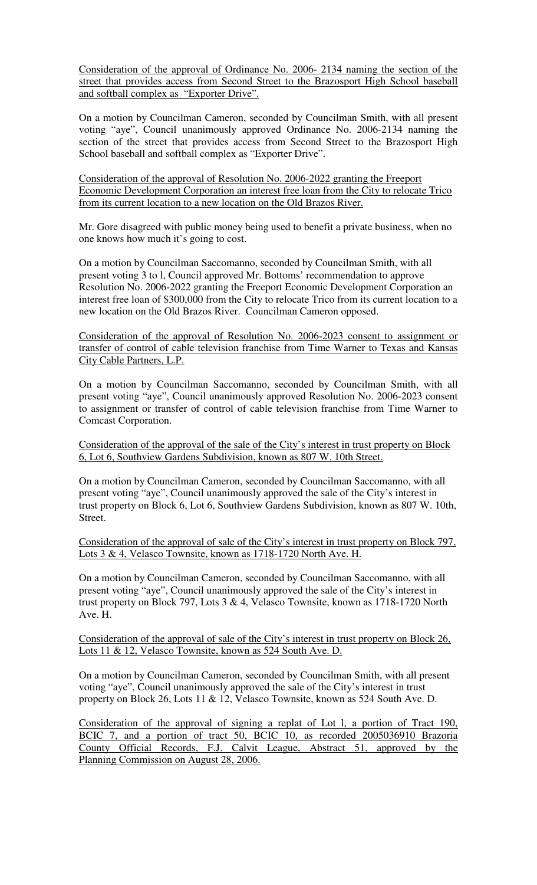<u>Consideration of the approval of Ordinance No. 2006- 2134 naming the section of the street that provides access from Second Street to the Brazosport High School baseball and softball complex as "Exporter Drive".</u>

On a motion by Councilman Cameron, seconded by Councilman Smith, with all present voting "aye", Council unanimously approved Ordinance No. 2006-2134 naming the section of the street that provides access from Second Street to the Brazosport High School baseball and softball complex as "Exporter Drive".

<u>Consideration of the approval of Resolution No. 2006-2022 granting the Freeport Economic Development Corporation an interest free loan from the City to relocate Trico from its current location to a new location on the Old Brazos River.</u>

Mr. Gore disagreed with public money being used to benefit a private business, when no one knows how much it's going to cost.

On a motion by Councilman Saccomanno, seconded by Councilman Smith, with all present voting 3 to l, Council approved Mr. Bottoms' recommendation to approve Resolution No. 2006-2022 granting the Freeport Economic Development Corporation an interest free loan of $300,000 from the City to relocate Trico from its current location to a new location on the Old Brazos River. Councilman Cameron opposed.

<u>Consideration of the approval of Resolution No. 2006-2023 consent to assignment or transfer of control of cable television franchise from Time Warner to Texas and Kansas City Cable Partners, L.P.</u>

On a motion by Councilman Saccomanno, seconded by Councilman Smith, with all present voting "aye", Council unanimously approved Resolution No. 2006-2023 consent to assignment or transfer of control of cable television franchise from Time Warner to Comcast Corporation.

<u>Consideration of the approval of the sale of the City's interest in trust property on Block 6, Lot 6, Southview Gardens Subdivision, known as 807 W. 10th Street.</u>

On a motion by Councilman Cameron, seconded by Councilman Saccomanno, with all present voting "aye", Council unanimously approved the sale of the City's interest in trust property on Block 6, Lot 6, Southview Gardens Subdivision, known as 807 W. 10th, Street.

<u>Consideration of the approval of sale of the City's interest in trust property on Block 797, Lots 3 & 4, Velasco Townsite, known as 1718-1720 North Ave. H.</u>

On a motion by Councilman Cameron, seconded by Councilman Saccomanno, with all present voting "aye", Council unanimously approved the sale of the City's interest in trust property on Block 797, Lots 3 & 4, Velasco Townsite, known as 1718-1720 North Ave. H.

<u>Consideration of the approval of sale of the City's interest in trust property on Block 26, Lots 11 & 12, Velasco Townsite, known as 524 South Ave. D.</u>

On a motion by Councilman Cameron, seconded by Councilman Smith, with all present voting "aye", Council unanimously approved the sale of the City's interest in trust property on Block 26, Lots 11 & 12, Velasco Townsite, known as 524 South Ave. D.

<u>Consideration of the approval of signing a replat of Lot l, a portion of Tract 190, BCIC 7, and a portion of tract 50, BCIC 10, as recorded 2005036910 Brazoria County Official Records, F.J. Calvit League, Abstract 51, approved by the Planning Commission on August 28, 2006.</u>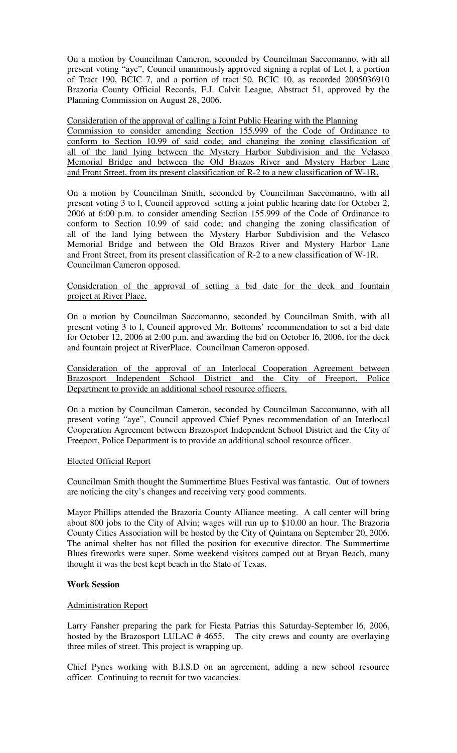On a motion by Councilman Cameron, seconded by Councilman Saccomanno, with all present voting "aye", Council unanimously approved signing a replat of Lot l, a portion of Tract 190, BCIC 7, and a portion of tract 50, BCIC 10, as recorded 2005036910 Brazoria County Official Records, F.J. Calvit League, Abstract 51, approved by the Planning Commission on August 28, 2006.

<u>Consideration of the approval of calling a Joint Public Hearing with the Planning Commission to consider amending Section 155.999 of the Code of Ordinance to conform to Section 10.99 of said code; and changing the zoning classification of all of the land lying between the Mystery Harbor Subdivision and the Velasco Memorial Bridge and between the Old Brazos River and Mystery Harbor Lane and Front Street, from its present classification of R-2 to a new classification of W-1R.</u>

On a motion by Councilman Smith, seconded by Councilman Saccomanno, with all present voting 3 to l, Council approved setting a joint public hearing date for October 2, 2006 at 6:00 p.m. to consider amending Section 155.999 of the Code of Ordinance to conform to Section 10.99 of said code; and changing the zoning classification of all of the land lying between the Mystery Harbor Subdivision and the Velasco Memorial Bridge and between the Old Brazos River and Mystery Harbor Lane and Front Street, from its present classification of R-2 to a new classification of W-1R. Councilman Cameron opposed.

<u>Consideration of the approval of setting a bid date for the deck and fountain project at River Place.</u>

On a motion by Councilman Saccomanno, seconded by Councilman Smith, with all present voting 3 to l, Council approved Mr. Bottoms' recommendation to set a bid date for October 12, 2006 at 2:00 p.m. and awarding the bid on October l6, 2006, for the deck and fountain project at RiverPlace. Councilman Cameron opposed.

<u>Consideration of the approval of an Interlocal Cooperation Agreement between Brazosport Independent School District and the City of Freeport, Police Department to provide an additional school resource officers.</u>

On a motion by Councilman Cameron, seconded by Councilman Saccomanno, with all present voting "aye", Council approved Chief Pynes recommendation of an Interlocal Cooperation Agreement between Brazosport Independent School District and the City of Freeport, Police Department is to provide an additional school resource officer.

<u>Elected Official Report</u>

Councilman Smith thought the Summertime Blues Festival was fantastic. Out of towners are noticing the city's changes and receiving very good comments.

Mayor Phillips attended the Brazoria County Alliance meeting. A call center will bring about 800 jobs to the City of Alvin; wages will run up to $10.00 an hour. The Brazoria County Cities Association will be hosted by the City of Quintana on September 20, 2006. The animal shelter has not filled the position for executive director. The Summertime Blues fireworks were super. Some weekend visitors camped out at Bryan Beach, many thought it was the best kept beach in the State of Texas.

**Work Session**

<u>Administration Report</u>

Larry Fansher preparing the park for Fiesta Patrias this Saturday-September l6, 2006, hosted by the Brazosport LULAC # 4655. The city crews and county are overlaying three miles of street. This project is wrapping up.

Chief Pynes working with B.I.S.D on an agreement, adding a new school resource officer. Continuing to recruit for two vacancies.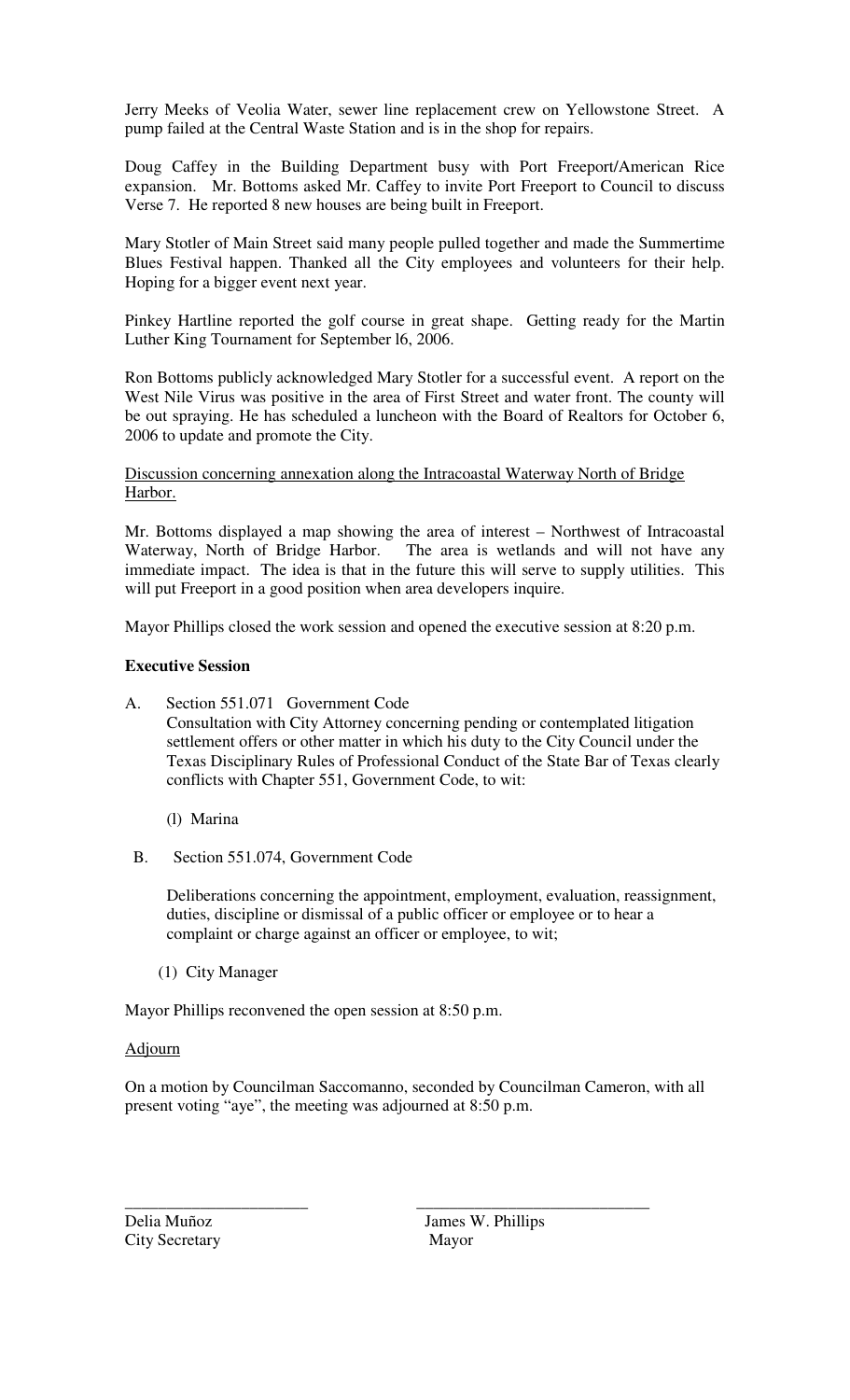Jerry Meeks of Veolia Water, sewer line replacement crew on Yellowstone Street. A pump failed at the Central Waste Station and is in the shop for repairs.

Doug Caffey in the Building Department busy with Port Freeport/American Rice expansion. Mr. Bottoms asked Mr. Caffey to invite Port Freeport to Council to discuss Verse 7. He reported 8 new houses are being built in Freeport.

Mary Stotler of Main Street said many people pulled together and made the Summertime Blues Festival happen. Thanked all the City employees and volunteers for their help. Hoping for a bigger event next year.

Pinkey Hartline reported the golf course in great shape. Getting ready for the Martin Luther King Tournament for September l6, 2006.

Ron Bottoms publicly acknowledged Mary Stotler for a successful event. A report on the West Nile Virus was positive in the area of First Street and water front. The county will be out spraying. He has scheduled a luncheon with the Board of Realtors for October 6, 2006 to update and promote the City.

Discussion concerning annexation along the Intracoastal Waterway North of Bridge Harbor.

Mr. Bottoms displayed a map showing the area of interest – Northwest of Intracoastal Waterway, North of Bridge Harbor. The area is wetlands and will not have any immediate impact. The idea is that in the future this will serve to supply utilities. This will put Freeport in a good position when area developers inquire.

Mayor Phillips closed the work session and opened the executive session at 8:20 p.m.

**Executive Session**

A. Section 551.071 Government Code
   Consultation with City Attorney concerning pending or contemplated litigation settlement offers or other matter in which his duty to the City Council under the Texas Disciplinary Rules of Professional Conduct of the State Bar of Texas clearly conflicts with Chapter 551, Government Code, to wit:

   (l) Marina

B. Section 551.074, Government Code

   Deliberations concerning the appointment, employment, evaluation, reassignment, duties, discipline or dismissal of a public officer or employee or to hear a complaint or charge against an officer or employee, to wit;

   (1) City Manager

Mayor Phillips reconvened the open session at 8:50 p.m.

Adjourn

On a motion by Councilman Saccomanno, seconded by Councilman Cameron, with all present voting "aye", the meeting was adjourned at 8:50 p.m.

______________________ ______________________________

Delia Muñoz — City Secretary

James W. Phillips — Mayor